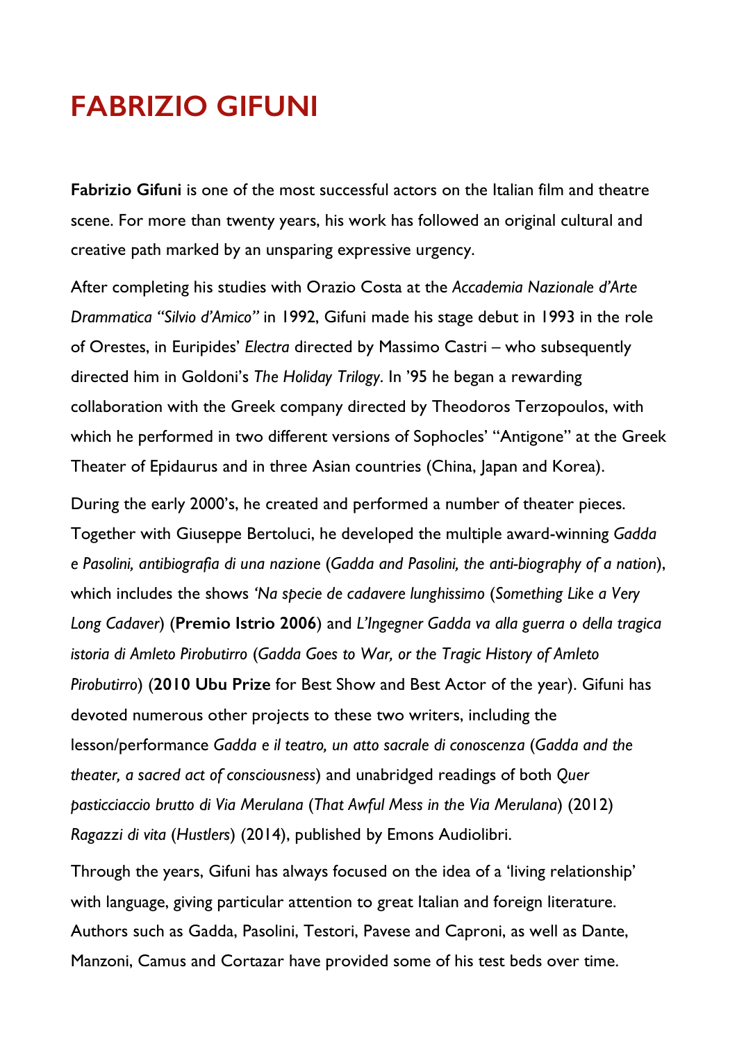# FABRIZIO GIFUNI

**Fabrizio Gifuni** is one of the most successful actors on the Italian film and theatre scene. For more than twenty years, his work has followed an original cultural and creative path marked by an unsparing expressive urgency.

After completing his studies with Orazio Costa at the *Accademia Nazionale d'Arte Drammatica "Silvio d'Amico"* in 1992, Gifuni made his stage debut in 1993 in the role of Orestes, in Euripides' *Electra* directed by Massimo Castri – who subsequently directed him in Goldoni's *The Holiday Trilogy*. In '95 he began a rewarding collaboration with the Greek company directed by Theodoros Terzopoulos, with which he performed in two different versions of Sophocles' "Antigone" at the Greek Theater of Epidaurus and in three Asian countries (China, Japan and Korea).

During the early 2000's, he created and performed a number of theater pieces. Together with Giuseppe Bertoluci, he developed the multiple award-winning *Gadda e Pasolini, antibiografia di una nazione* (*Gadda and Pasolini, the anti-biography of a nation*), which includes the shows *'Na specie de cadavere lunghissimo* (*Something Like a Very Long Cadaver*) (**Premio Istrio 2006**) and *L'Ingegner Gadda va alla guerra o della tragica istoria di Amleto Pirobutirro* (*Gadda Goes to War, or the Tragic History of Amleto Pirobutirro*) (**2010 Ubu Prize** for Best Show and Best Actor of the year). Gifuni has devoted numerous other projects to these two writers, including the lesson/performance *Gadda e il teatro, un atto sacrale di conoscenza* (*Gadda and the theater, a sacred act of consciousness*) and unabridged readings of both *Quer pasticciaccio brutto di Via Merulana* (*That Awful Mess in the Via Merulana*) (2012) *Ragazzi di vita* (*Hustlers*) (2014), published by Emons Audiolibri.

Through the years, Gifuni has always focused on the idea of a 'living relationship' with language, giving particular attention to great Italian and foreign literature. Authors such as Gadda, Pasolini, Testori, Pavese and Caproni, as well as Dante, Manzoni, Camus and Cortazar have provided some of his test beds over time.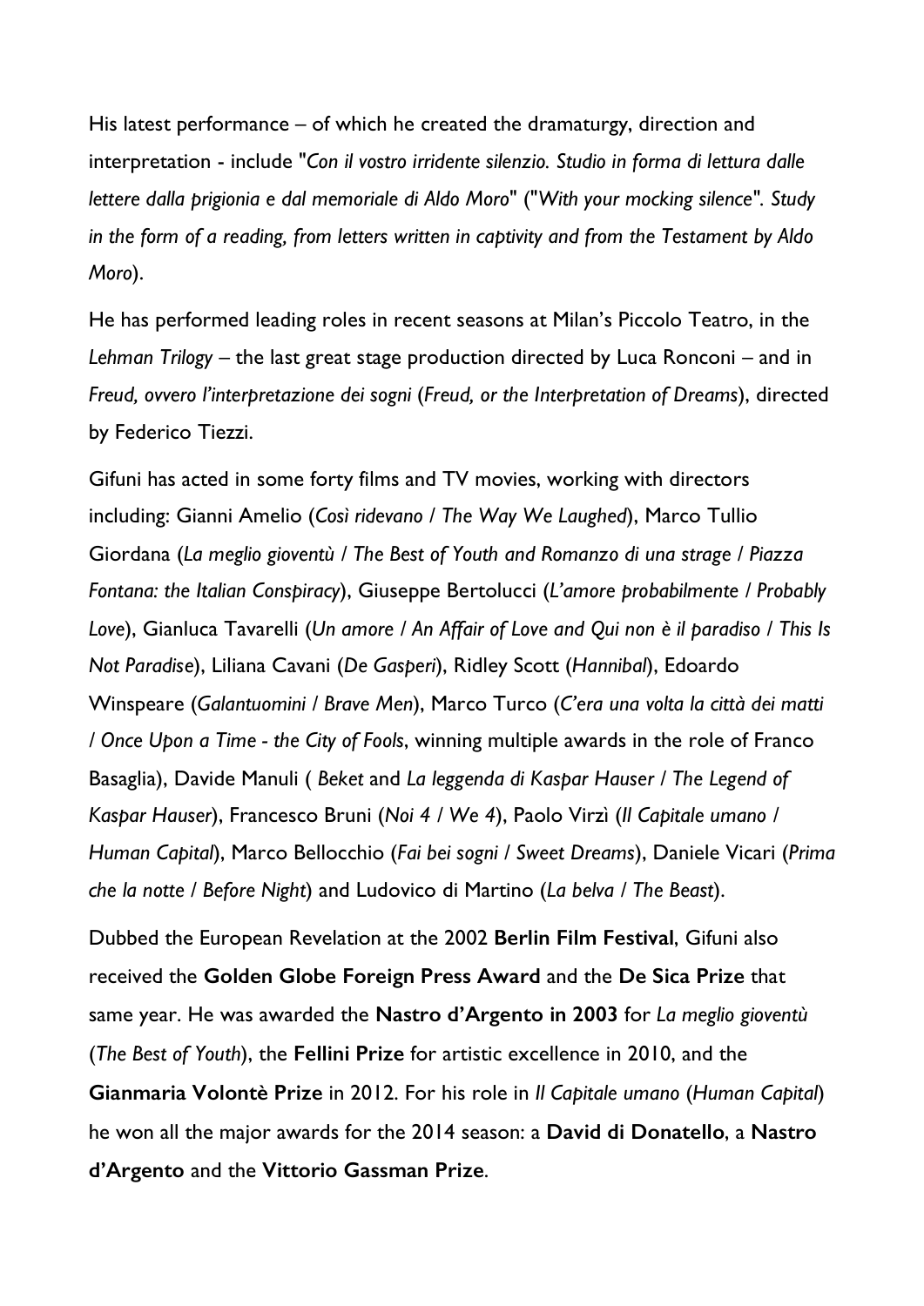His latest performance – of which he created the dramaturgy, direction and interpretation - include "*Con il vostro irridente silenzio. Studio in forma di lettura dalle lettere dalla prigionia e dal memoriale di Aldo Moro*" (*"With your mocking silence". Study in the form of a reading, from letters written in captivity and from the Testament by Aldo Moro*).

He has performed leading roles in recent seasons at Milan's Piccolo Teatro, in the *Lehman Trilogy* – the last great stage production directed by Luca Ronconi – and in *Freud, ovvero l'interpretazione dei sogni* (*Freud, or the Interpretation of Dreams*), directed by Federico Tiezzi.

Gifuni has acted in some forty films and TV movies, working with directors including: Gianni Amelio (*Così ridevano / The Way We Laughed*), Marco Tullio Giordana (*La meglio gioventù / The Best of Youth and Romanzo di una strage / Piazza Fontana: the Italian Conspiracy*), Giuseppe Bertolucci (*L'amore probabilmente / Probably Love*), Gianluca Tavarelli (*Un amore / An Affair of Love and Qui non è il paradiso / This Is Not Paradise*), Liliana Cavani (*De Gasperi*), Ridley Scott (*Hannibal*), Edoardo Winspeare (*Galantuomini / Brave Men*), Marco Turco (*C'era una volta la città dei matti / Once Upon a Time - the City of Fools*, winning multiple awards in the role of Franco Basaglia), Davide Manuli ( *Beket* and *La leggenda di Kaspar Hauser / The Legend of Kaspar Hauser*), Francesco Bruni (*Noi 4 / We 4*), Paolo Virzì (*Il Capitale umano / Human Capital*), Marco Bellocchio (*Fai bei sogni / Sweet Dreams*), Daniele Vicari (*Prima che la notte / Before Night*) and Ludovico di Martino (*La belva / The Beast*).

Dubbed the European Revelation at the 2002 **Berlin Film Festival**, Gifuni also received the **Golden Globe Foreign Press Award** and the **De Sica Prize** that same year. He was awarded the **Nastro d'Argento in 2003** for *La meglio gioventù* (*The Best of Youth*), the **Fellini Prize** for artistic excellence in 2010, and the **Gianmaria Volontè Prize** in 2012. For his role in *Il Capitale umano* (*Human Capital*) he won all the major awards for the 2014 season: a **David di Donatello**, a **Nastro d'Argento** and the **Vittorio Gassman Prize**.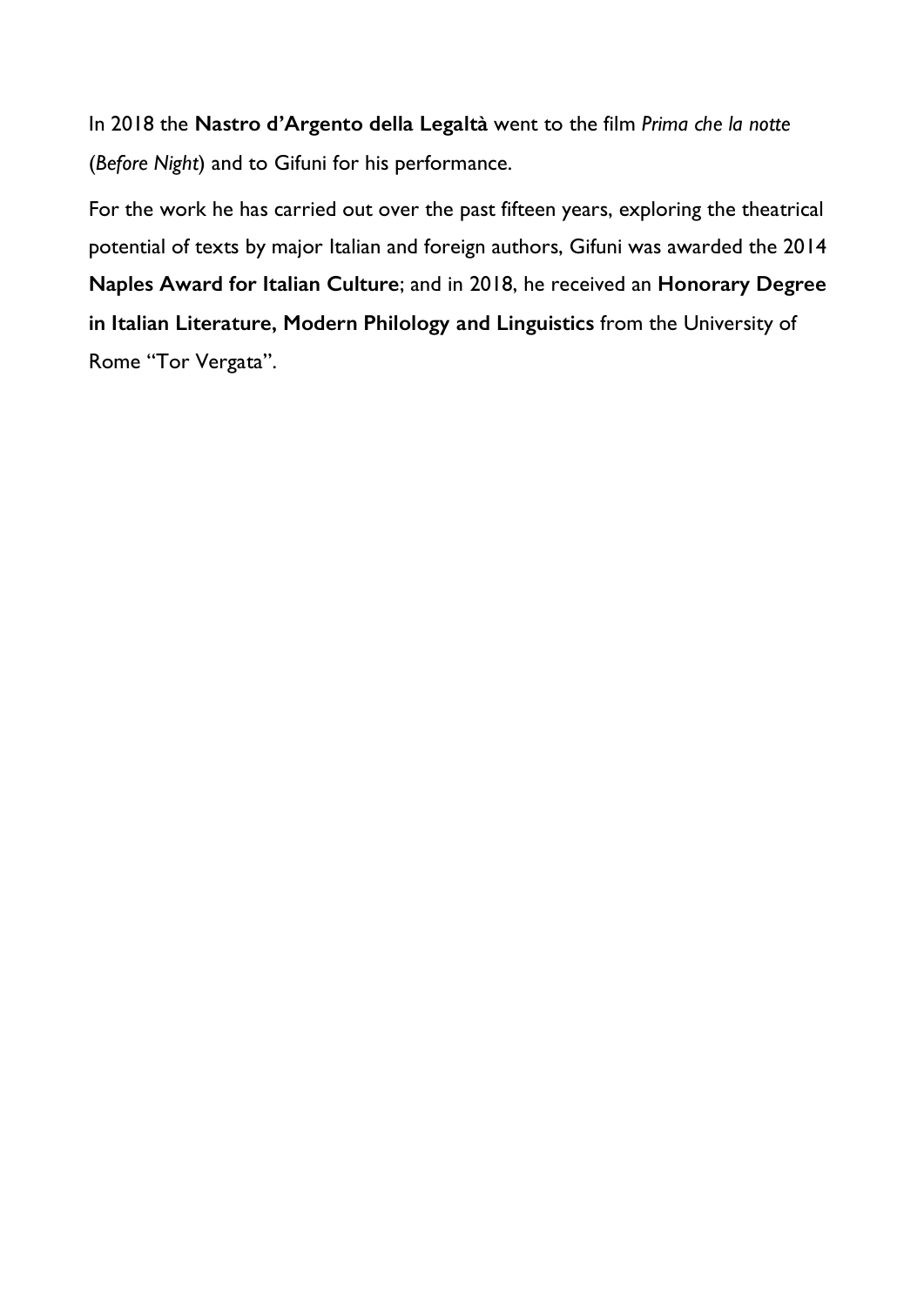In 2018 the **Nastro d'Argento della Legaltà** went to the film *Prima che la notte* (*Before Night*) and to Gifuni for his performance.

For the work he has carried out over the past fifteen years, exploring the theatrical potential of texts by major Italian and foreign authors, Gifuni was awarded the 2014 **Naples Award for Italian Culture**; and in 2018, he received an **Honorary Degree in Italian Literature, Modern Philology and Linguistics** from the University of Rome "Tor Vergata".